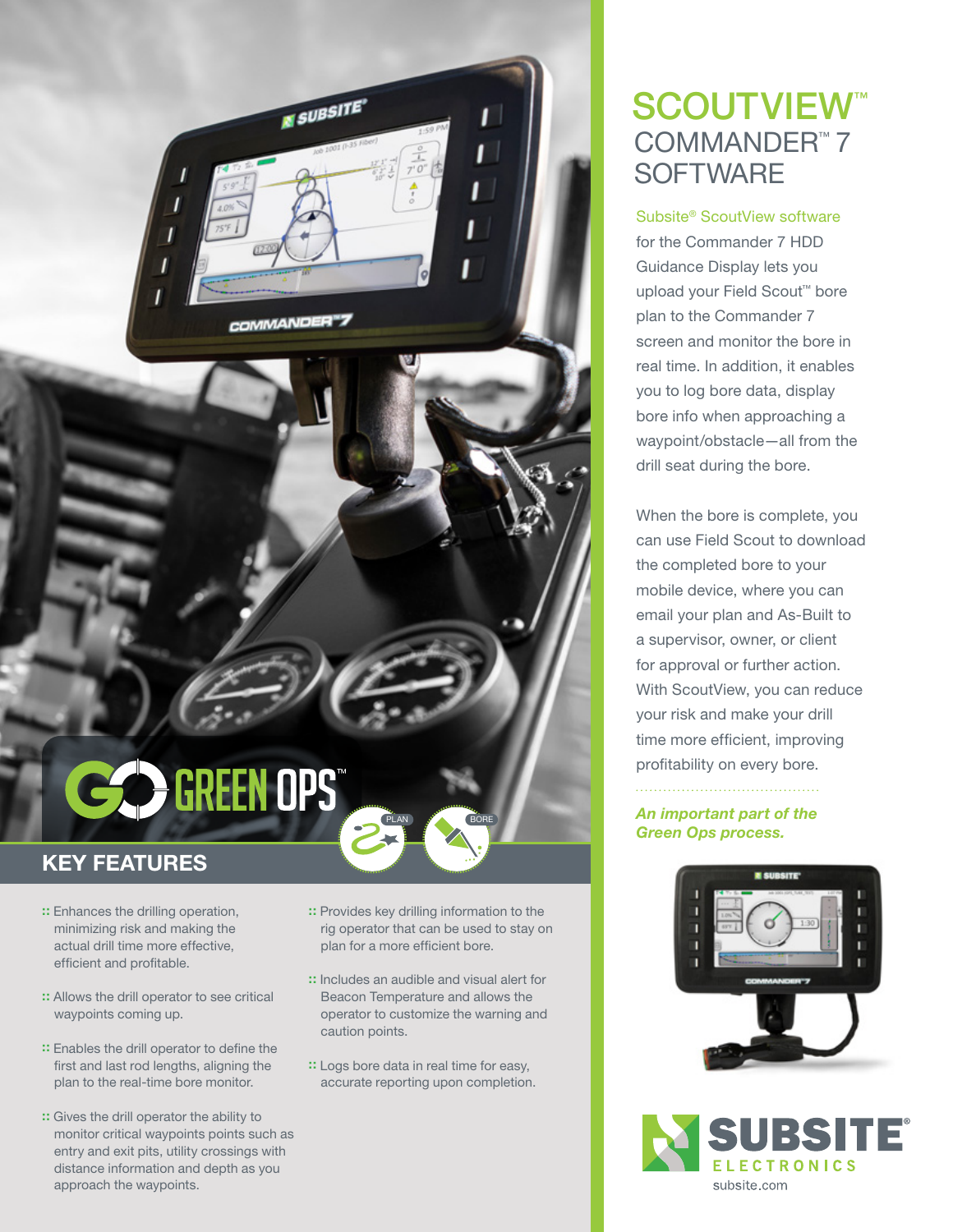# SCOUTVIEW™ COMMANDER™ 7 SOFTWARE

Subsite® ScoutView software for the Commander 7 HDD Guidance Display lets you upload your Field Scout™ bore plan to the Commander 7 screen and monitor the bore in real time. In addition, it enables you to log bore data, display bore info when approaching a waypoint/obstacle—all from the drill seat during the bore.

When the bore is complete, you can use Field Scout to download the completed bore to your mobile device, where you can email your plan and As-Built to a supervisor, owner, or client for approval or further action. With ScoutView, you can reduce your risk and make your drill time more efficient, improving profitability on every bore.

*An important part of the Green Ops process.*

GO GREEN OPS™

PLAN BORE

## KEY FEATURES

- Enhances the drilling operation, minimizing risk and making the actual drill time more effective, efficient and profitable.
- Allows the drill operator to see critical waypoints coming up.
- Enables the drill operator to define the first and last rod lengths, aligning the plan to the real-time bore monitor.
- Gives the drill operator the ability to monitor critical waypoints points such as entry and exit pits, utility crossings with distance information and depth as you approach the waypoints.
- Provides key drilling information to the rig operator that can be used to stay on plan for a more efficient bore.
- Includes an audible and visual alert for Beacon Temperature and allows the operator to customize the warning and caution points.
- Logs bore data in real time for easy, accurate reporting upon completion.

SUBSITE® ELECTRONICS

subsite.com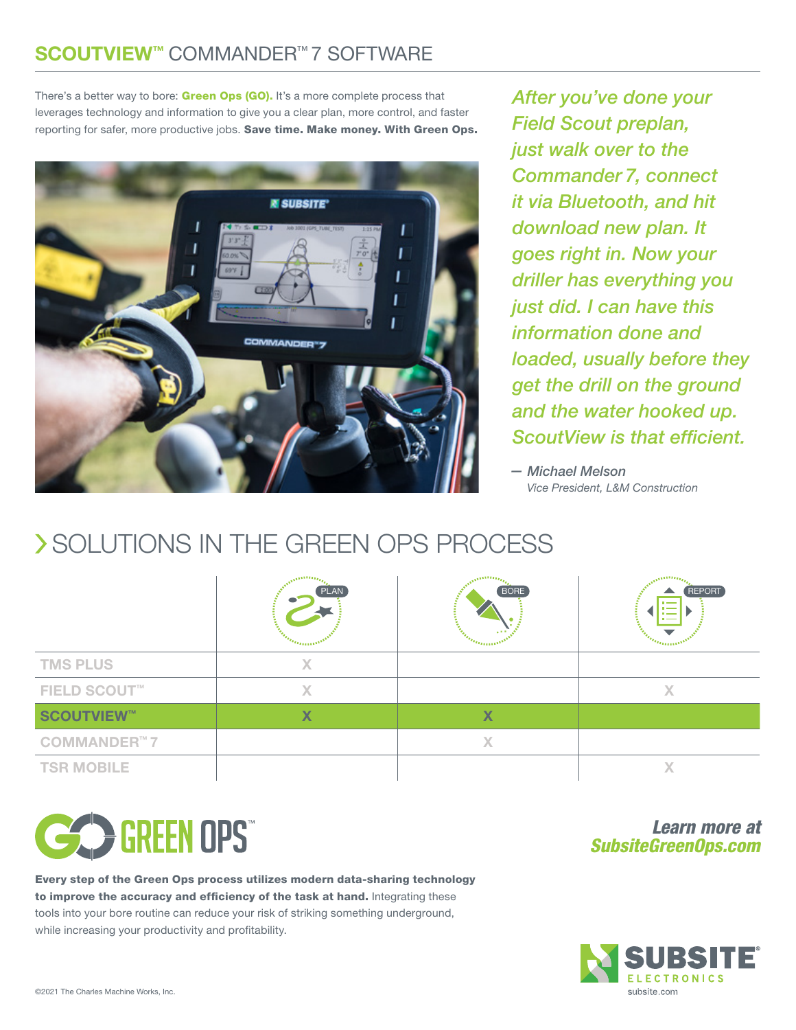## SCOUTVIEW™ COMMANDER™ 7 SOFTWARE

There's a better way to bore: **Green Ops (GO).** It's a more complete process that leverages technology and information to give you a clear plan, more control, and faster reporting for safer, more productive jobs. **Save time. Make money. With Green Ops.**

*After you've done your Field Scout preplan, just walk over to the Commander 7, connect it via Bluetooth, and hit download new plan. It goes right in. Now your driller has everything you just did. I can have this information done and loaded, usually before they get the drill on the ground and the water hooked up. ScoutView is that efficient.*

*— Michael Melson*
*Vice President, L&M Construction*

## › SOLUTIONS IN THE GREEN OPS PROCESS

| | PLAN | BORE | REPORT |
|---|---|---|---|
| TMS PLUS | X | | |
| FIELD SCOUT™ | X | | X |
| **SCOUTVIEW™** | **X** | **X** | |
| COMMANDER™ 7 | | X | |
| TSR MOBILE | | | X |

**GO GREEN OPS™**

***Learn more at SubsiteGreenOps.com***

**Every step of the Green Ops process utilizes modern data-sharing technology to improve the accuracy and efficiency of the task at hand.** Integrating these tools into your bore routine can reduce your risk of striking something underground, while increasing your productivity and profitability.

©2021 The Charles Machine Works, Inc.

SUBSITE® ELECTRONICS
subsite.com